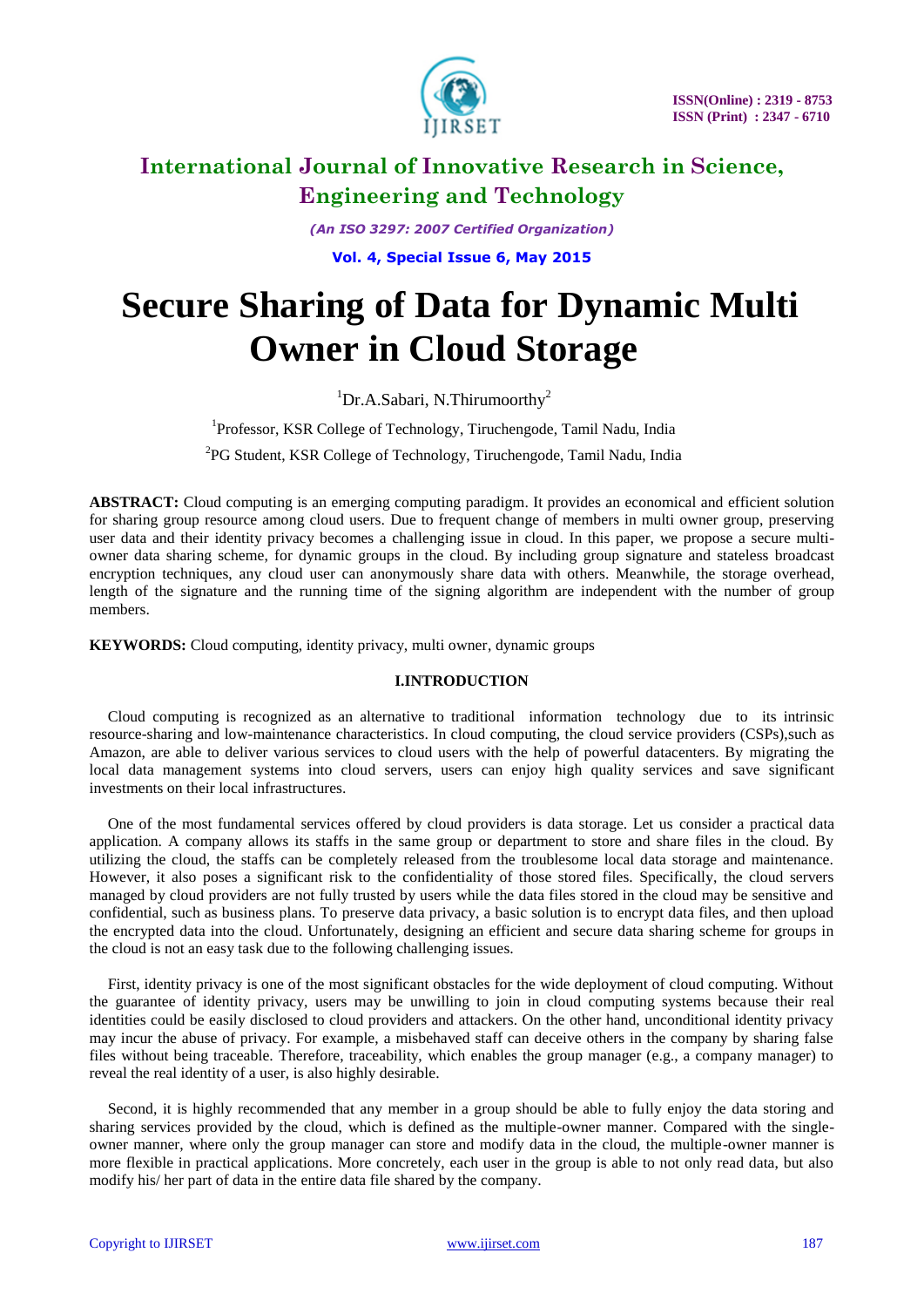# Secure Sharing of Data for Dynamic Multi Owner in Cloud Storage

[1]Dr.A.Sabari, N.Thirumoorthy[2]

[1]Professor, KSR College of Technology, Tiruchengode, Tamil Nadu, India

[2]PG Student, KSR College of Technology, Tiruchengode, Tamil Nadu, India

**ABSTRACT:** Cloud computing is an emerging computing paradigm. It provides an economical and efficient solution for sharing group resource among cloud users. Due to frequent change of members in multi owner group, preserving user data and their identity privacy becomes a challenging issue in cloud. In this paper, we propose a secure multi-owner data sharing scheme, for dynamic groups in the cloud. By including group signature and stateless broadcast encryption techniques, any cloud user can anonymously share data with others. Meanwhile, the storage overhead, length of the signature and the running time of the signing algorithm are independent with the number of group members.

**KEYWORDS:** Cloud computing, identity privacy, multi owner, dynamic groups

## I.INTRODUCTION

Cloud computing is recognized as an alternative to traditional information technology due to its intrinsic resource-sharing and low-maintenance characteristics. In cloud computing, the cloud service providers (CSPs),such as Amazon, are able to deliver various services to cloud users with the help of powerful datacenters. By migrating the local data management systems into cloud servers, users can enjoy high quality services and save significant investments on their local infrastructures.

One of the most fundamental services offered by cloud providers is data storage. Let us consider a practical data application. A company allows its staffs in the same group or department to store and share files in the cloud. By utilizing the cloud, the staffs can be completely released from the troublesome local data storage and maintenance. However, it also poses a significant risk to the confidentiality of those stored files. Specifically, the cloud servers managed by cloud providers are not fully trusted by users while the data files stored in the cloud may be sensitive and confidential, such as business plans. To preserve data privacy, a basic solution is to encrypt data files, and then upload the encrypted data into the cloud. Unfortunately, designing an efficient and secure data sharing scheme for groups in the cloud is not an easy task due to the following challenging issues.

First, identity privacy is one of the most significant obstacles for the wide deployment of cloud computing. Without the guarantee of identity privacy, users may be unwilling to join in cloud computing systems because their real identities could be easily disclosed to cloud providers and attackers. On the other hand, unconditional identity privacy may incur the abuse of privacy. For example, a misbehaved staff can deceive others in the company by sharing false files without being traceable. Therefore, traceability, which enables the group manager (e.g., a company manager) to reveal the real identity of a user, is also highly desirable.

Second, it is highly recommended that any member in a group should be able to fully enjoy the data storing and sharing services provided by the cloud, which is defined as the multiple-owner manner. Compared with the single-owner manner, where only the group manager can store and modify data in the cloud, the multiple-owner manner is more flexible in practical applications. More concretely, each user in the group is able to not only read data, but also modify his/ her part of data in the entire data file shared by the company.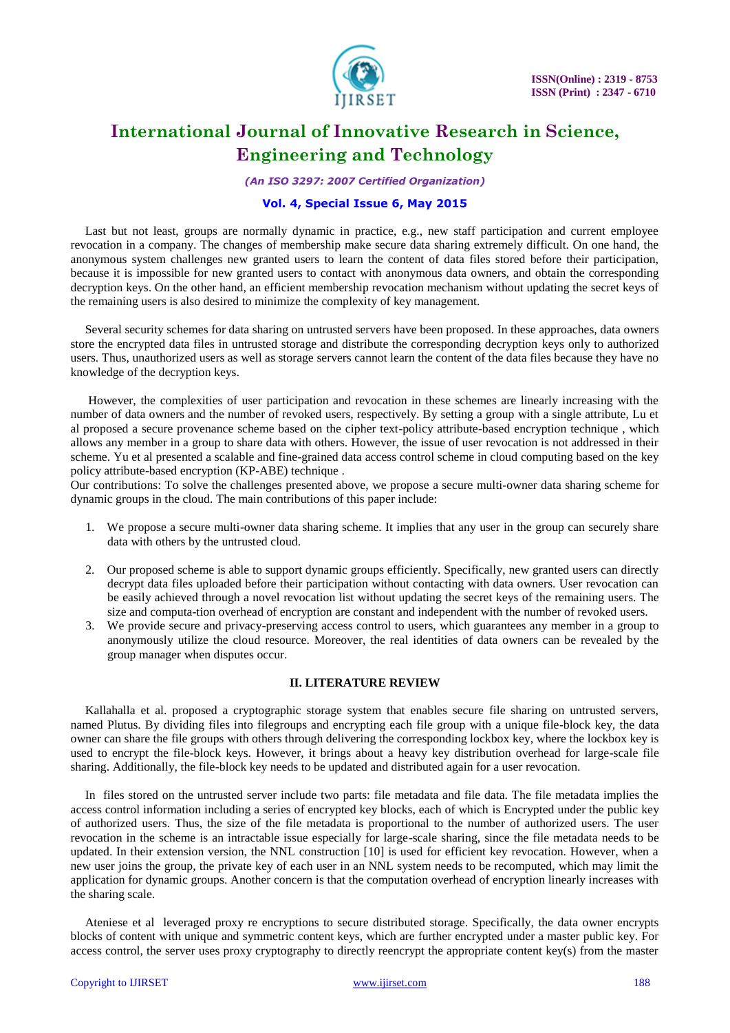Last but not least, groups are normally dynamic in practice, e.g., new staff participation and current employee revocation in a company. The changes of membership make secure data sharing extremely difficult. On one hand, the anonymous system challenges new granted users to learn the content of data files stored before their participation, because it is impossible for new granted users to contact with anonymous data owners, and obtain the corresponding decryption keys. On the other hand, an efficient membership revocation mechanism without updating the secret keys of the remaining users is also desired to minimize the complexity of key management.

Several security schemes for data sharing on untrusted servers have been proposed. In these approaches, data owners store the encrypted data files in untrusted storage and distribute the corresponding decryption keys only to authorized users. Thus, unauthorized users as well as storage servers cannot learn the content of the data files because they have no knowledge of the decryption keys.

However, the complexities of user participation and revocation in these schemes are linearly increasing with the number of data owners and the number of revoked users, respectively. By setting a group with a single attribute, Lu et al proposed a secure provenance scheme based on the cipher text-policy attribute-based encryption technique , which allows any member in a group to share data with others. However, the issue of user revocation is not addressed in their scheme. Yu et al presented a scalable and fine-grained data access control scheme in cloud computing based on the key policy attribute-based encryption (KP-ABE) technique .
Our contributions: To solve the challenges presented above, we propose a secure multi-owner data sharing scheme for dynamic groups in the cloud. The main contributions of this paper include:

1. We propose a secure multi-owner data sharing scheme. It implies that any user in the group can securely share data with others by the untrusted cloud.

2. Our proposed scheme is able to support dynamic groups efficiently. Specifically, new granted users can directly decrypt data files uploaded before their participation without contacting with data owners. User revocation can be easily achieved through a novel revocation list without updating the secret keys of the remaining users. The size and computa-tion overhead of encryption are constant and independent with the number of revoked users.
3. We provide secure and privacy-preserving access control to users, which guarantees any member in a group to anonymously utilize the cloud resource. Moreover, the real identities of data owners can be revealed by the group manager when disputes occur.

## II. LITERATURE REVIEW

Kallahalla et al. proposed a cryptographic storage system that enables secure file sharing on untrusted servers, named Plutus. By dividing files into filegroups and encrypting each file group with a unique file-block key, the data owner can share the file groups with others through delivering the corresponding lockbox key, where the lockbox key is used to encrypt the file-block keys. However, it brings about a heavy key distribution overhead for large-scale file sharing. Additionally, the file-block key needs to be updated and distributed again for a user revocation.

In files stored on the untrusted server include two parts: file metadata and file data. The file metadata implies the access control information including a series of encrypted key blocks, each of which is Encrypted under the public key of authorized users. Thus, the size of the file metadata is proportional to the number of authorized users. The user revocation in the scheme is an intractable issue especially for large-scale sharing, since the file metadata needs to be updated. In their extension version, the NNL construction [10] is used for efficient key revocation. However, when a new user joins the group, the private key of each user in an NNL system needs to be recomputed, which may limit the application for dynamic groups. Another concern is that the computation overhead of encryption linearly increases with the sharing scale.

Ateniese et al leveraged proxy re encryptions to secure distributed storage. Specifically, the data owner encrypts blocks of content with unique and symmetric content keys, which are further encrypted under a master public key. For access control, the server uses proxy cryptography to directly reencrypt the appropriate content key(s) from the master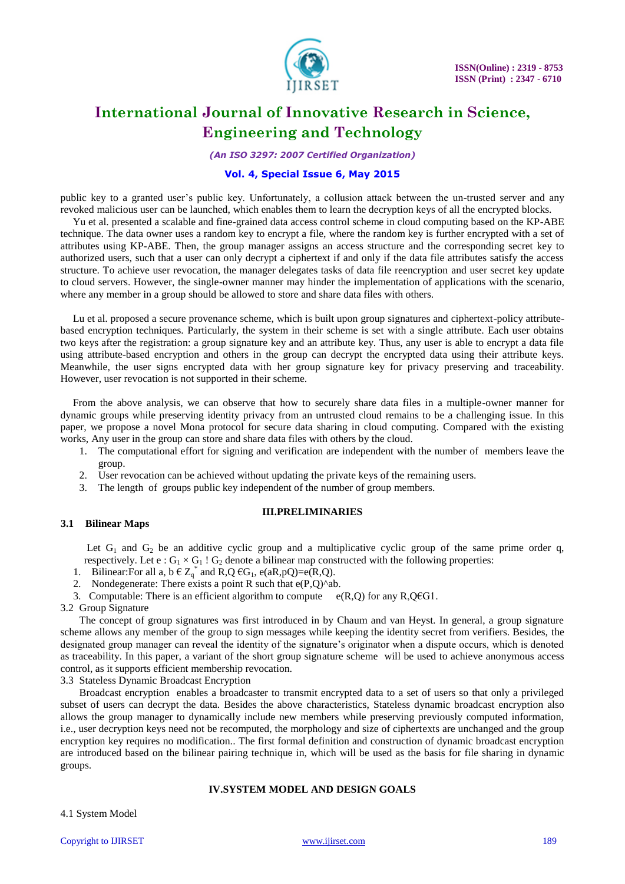public key to a granted user's public key. Unfortunately, a collusion attack between the un-trusted server and any revoked malicious user can be launched, which enables them to learn the decryption keys of all the encrypted blocks.

Yu et al. presented a scalable and fine-grained data access control scheme in cloud computing based on the KP-ABE technique. The data owner uses a random key to encrypt a file, where the random key is further encrypted with a set of attributes using KP-ABE. Then, the group manager assigns an access structure and the corresponding secret key to authorized users, such that a user can only decrypt a ciphertext if and only if the data file attributes satisfy the access structure. To achieve user revocation, the manager delegates tasks of data file reencryption and user secret key update to cloud servers. However, the single-owner manner may hinder the implementation of applications with the scenario, where any member in a group should be allowed to store and share data files with others.

Lu et al. proposed a secure provenance scheme, which is built upon group signatures and ciphertext-policy attribute-based encryption techniques. Particularly, the system in their scheme is set with a single attribute. Each user obtains two keys after the registration: a group signature key and an attribute key. Thus, any user is able to encrypt a data file using attribute-based encryption and others in the group can decrypt the encrypted data using their attribute keys. Meanwhile, the user signs encrypted data with her group signature key for privacy preserving and traceability. However, user revocation is not supported in their scheme.

From the above analysis, we can observe that how to securely share data files in a multiple-owner manner for dynamic groups while preserving identity privacy from an untrusted cloud remains to be a challenging issue. In this paper, we propose a novel Mona protocol for secure data sharing in cloud computing. Compared with the existing works, Any user in the group can store and share data files with others by the cloud.

1. The computational effort for signing and verification are independent with the number of members leave the group.
2. User revocation can be achieved without updating the private keys of the remaining users.
3. The length of groups public key independent of the number of group members.

## III.PRELIMINARIES

### 3.1 Bilinear Maps

Let $G_1$ and $G_2$ be an additive cyclic group and a multiplicative cyclic group of the same prime order q, respectively. Let e : $G_1 \times G_1$ ! $G_2$ denote a bilinear map constructed with the following properties:

1. Bilinear:For all a, b $\in Z_q^*$ and R,Q $\in G_1$, e(aR,pQ)=e(R,Q).
2. Nondegenerate: There exists a point R such that e(P,Q)^ab.
3. Computable: There is an efficient algorithm to compute e(R,Q) for any R,Q€G1.

### 3.2 Group Signature

The concept of group signatures was first introduced in by Chaum and van Heyst. In general, a group signature scheme allows any member of the group to sign messages while keeping the identity secret from verifiers. Besides, the designated group manager can reveal the identity of the signature's originator when a dispute occurs, which is denoted as traceability. In this paper, a variant of the short group signature scheme will be used to achieve anonymous access control, as it supports efficient membership revocation.

### 3.3 Stateless Dynamic Broadcast Encryption

Broadcast encryption enables a broadcaster to transmit encrypted data to a set of users so that only a privileged subset of users can decrypt the data. Besides the above characteristics, Stateless dynamic broadcast encryption also allows the group manager to dynamically include new members while preserving previously computed information, i.e., user decryption keys need not be recomputed, the morphology and size of ciphertexts are unchanged and the group encryption key requires no modification.. The first formal definition and construction of dynamic broadcast encryption are introduced based on the bilinear pairing technique in, which will be used as the basis for file sharing in dynamic groups.

## IV.SYSTEM MODEL AND DESIGN GOALS

### 4.1 System Model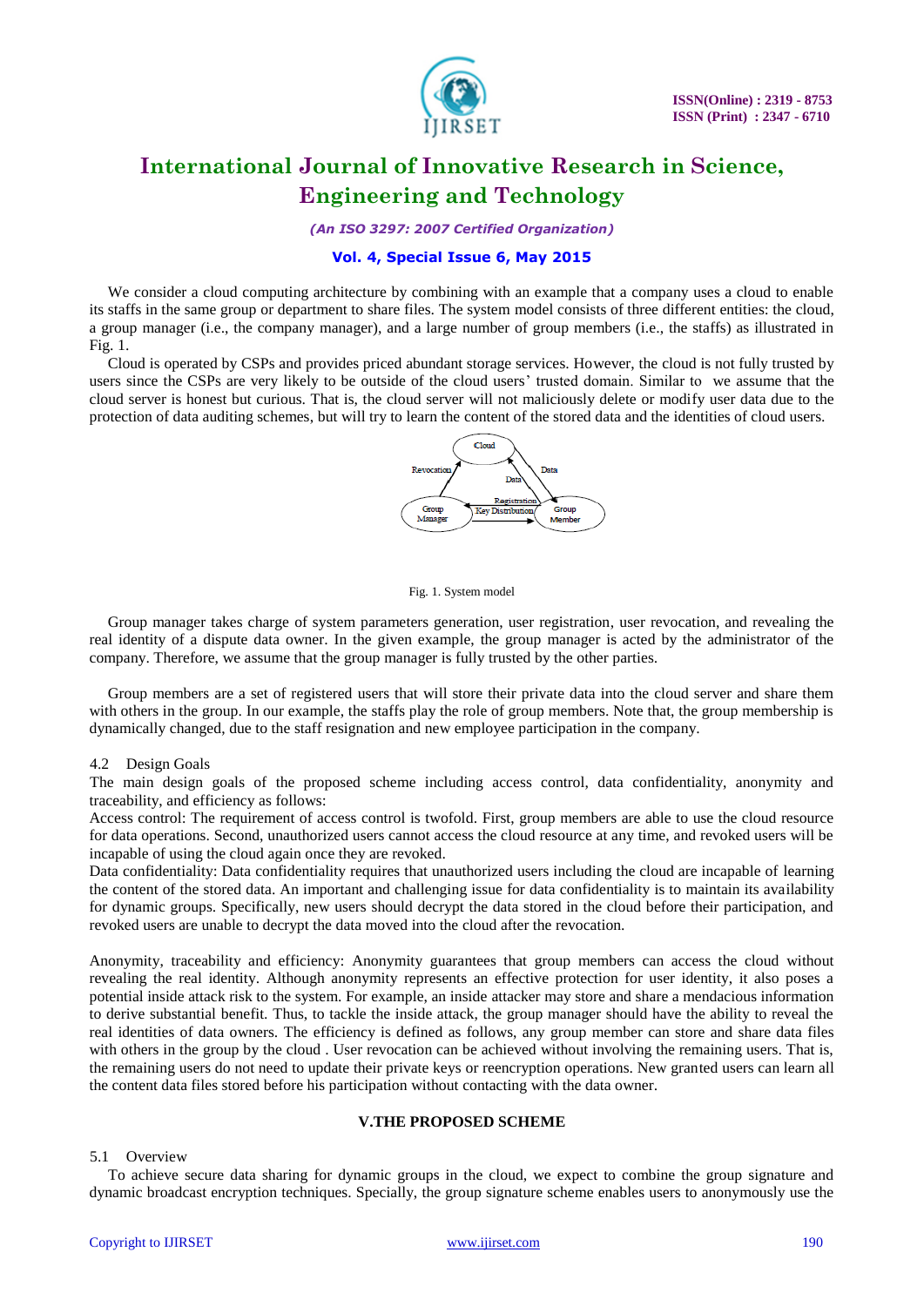We consider a cloud computing architecture by combining with an example that a company uses a cloud to enable its staffs in the same group or department to share files. The system model consists of three different entities: the cloud, a group manager (i.e., the company manager), and a large number of group members (i.e., the staffs) as illustrated in Fig. 1.

Cloud is operated by CSPs and provides priced abundant storage services. However, the cloud is not fully trusted by users since the CSPs are very likely to be outside of the cloud users' trusted domain. Similar to we assume that the cloud server is honest but curious. That is, the cloud server will not maliciously delete or modify user data due to the protection of data auditing schemes, but will try to learn the content of the stored data and the identities of cloud users.

Fig. 1. System model

Group manager takes charge of system parameters generation, user registration, user revocation, and revealing the real identity of a dispute data owner. In the given example, the group manager is acted by the administrator of the company. Therefore, we assume that the group manager is fully trusted by the other parties.

Group members are a set of registered users that will store their private data into the cloud server and share them with others in the group. In our example, the staffs play the role of group members. Note that, the group membership is dynamically changed, due to the staff resignation and new employee participation in the company.

4.2 Design Goals

The main design goals of the proposed scheme including access control, data confidentiality, anonymity and traceability, and efficiency as follows:

Access control: The requirement of access control is twofold. First, group members are able to use the cloud resource for data operations. Second, unauthorized users cannot access the cloud resource at any time, and revoked users will be incapable of using the cloud again once they are revoked.

Data confidentiality: Data confidentiality requires that unauthorized users including the cloud are incapable of learning the content of the stored data. An important and challenging issue for data confidentiality is to maintain its availability for dynamic groups. Specifically, new users should decrypt the data stored in the cloud before their participation, and revoked users are unable to decrypt the data moved into the cloud after the revocation.

Anonymity, traceability and efficiency: Anonymity guarantees that group members can access the cloud without revealing the real identity. Although anonymity represents an effective protection for user identity, it also poses a potential inside attack risk to the system. For example, an inside attacker may store and share a mendacious information to derive substantial benefit. Thus, to tackle the inside attack, the group manager should have the ability to reveal the real identities of data owners. The efficiency is defined as follows, any group member can store and share data files with others in the group by the cloud . User revocation can be achieved without involving the remaining users. That is, the remaining users do not need to update their private keys or reencryption operations. New granted users can learn all the content data files stored before his participation without contacting with the data owner.

## V.THE PROPOSED SCHEME

5.1 Overview

To achieve secure data sharing for dynamic groups in the cloud, we expect to combine the group signature and dynamic broadcast encryption techniques. Specially, the group signature scheme enables users to anonymously use the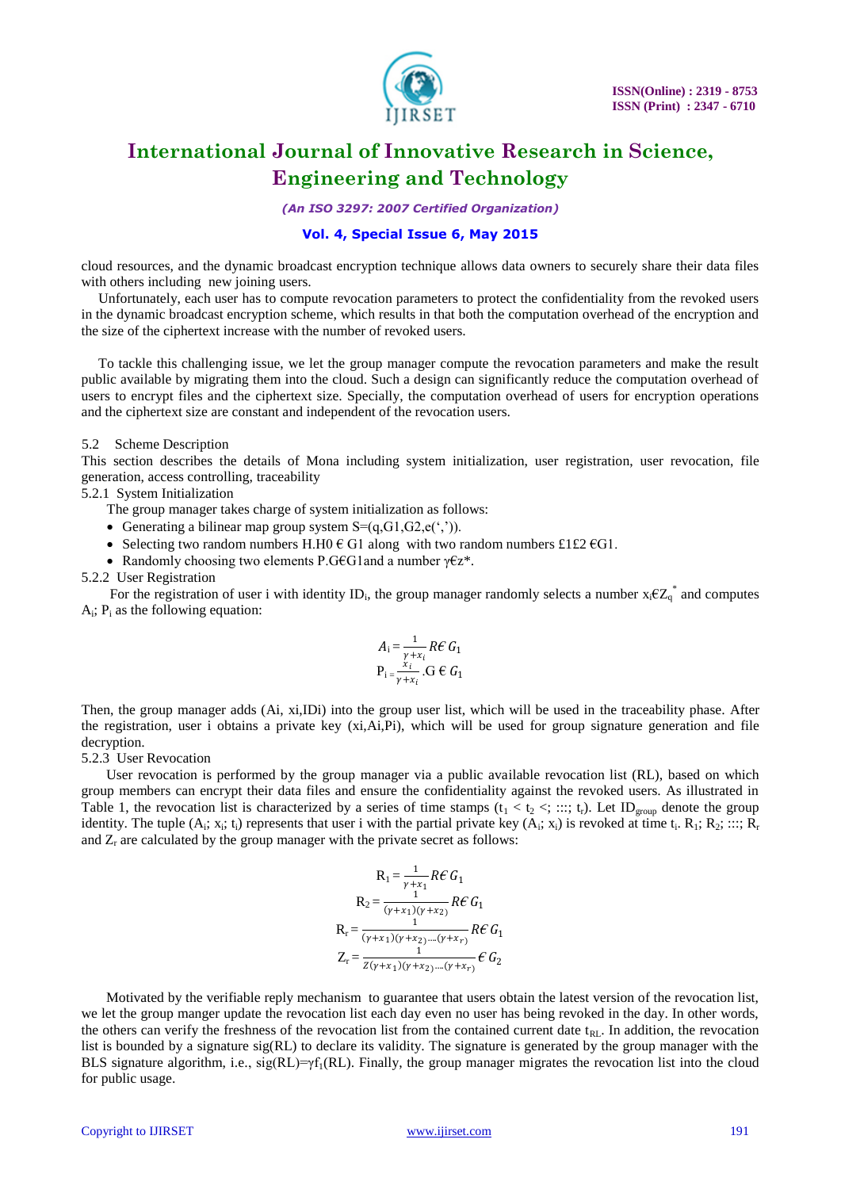cloud resources, and the dynamic broadcast encryption technique allows data owners to securely share their data files with others including new joining users.

Unfortunately, each user has to compute revocation parameters to protect the confidentiality from the revoked users in the dynamic broadcast encryption scheme, which results in that both the computation overhead of the encryption and the size of the ciphertext increase with the number of revoked users.

To tackle this challenging issue, we let the group manager compute the revocation parameters and make the result public available by migrating them into the cloud. Such a design can significantly reduce the computation overhead of users to encrypt files and the ciphertext size. Specially, the computation overhead of users for encryption operations and the ciphertext size are constant and independent of the revocation users.

5.2 Scheme Description

This section describes the details of Mona including system initialization, user registration, user revocation, file generation, access controlling, traceability

5.2.1 System Initialization

The group manager takes charge of system initialization as follows:

- Generating a bilinear map group system S=(q,G1,G2,e(‘,’)).
- Selecting two random numbers H.H0 € G1 along with two random numbers £1£2 €G1.
- Randomly choosing two elements P.G€G1and a number γ€z*.

5.2.2 User Registration

For the registration of user i with identity $ID_i$, the group manager randomly selects a number $x_i \epsilon Z_q^*$ and computes $A_i$; $P_i$ as the following equation:

$$A_i = \frac{1}{\gamma + x_i} R \epsilon\, G_1$$

$$P_i = \frac{x_i}{\gamma + x_i} . G \in G_1$$

Then, the group manager adds (Ai, xi,IDi) into the group user list, which will be used in the traceability phase. After the registration, user i obtains a private key (xi,Ai,Pi), which will be used for group signature generation and file decryption.

5.2.3 User Revocation

User revocation is performed by the group manager via a public available revocation list (RL), based on which group members can encrypt their data files and ensure the confidentiality against the revoked users. As illustrated in Table 1, the revocation list is characterized by a series of time stamps ($t_1 < t_2 <$; :::; $t_r$). Let $ID_{group}$ denote the group identity. The tuple ($A_i$; $x_i$; $t_i$) represents that user i with the partial private key ($A_i$; $x_i$) is revoked at time $t_i$. $R_1$; $R_2$; :::; $R_r$ and $Z_r$ are calculated by the group manager with the private secret as follows:

$$R_1 = \frac{1}{\gamma + x_1} R \epsilon\, G_1$$

$$R_2 = \frac{1}{(\gamma + x_1)(\gamma + x_2)} R \epsilon\, G_1$$

$$R_r = \frac{1}{(\gamma + x_1)(\gamma + x_2)\dots(\gamma + x_r)} R \epsilon\, G_1$$

$$Z_r = \frac{1}{Z(\gamma + x_1)(\gamma + x_2)\dots(\gamma + x_r)} \epsilon\, G_2$$

Motivated by the verifiable reply mechanism to guarantee that users obtain the latest version of the revocation list, we let the group manger update the revocation list each day even no user has being revoked in the day. In other words, the others can verify the freshness of the revocation list from the contained current date $t_{RL}$. In addition, the revocation list is bounded by a signature sig(RL) to declare its validity. The signature is generated by the group manager with the BLS signature algorithm, i.e., sig(RL)=$\gamma f_1$(RL). Finally, the group manager migrates the revocation list into the cloud for public usage.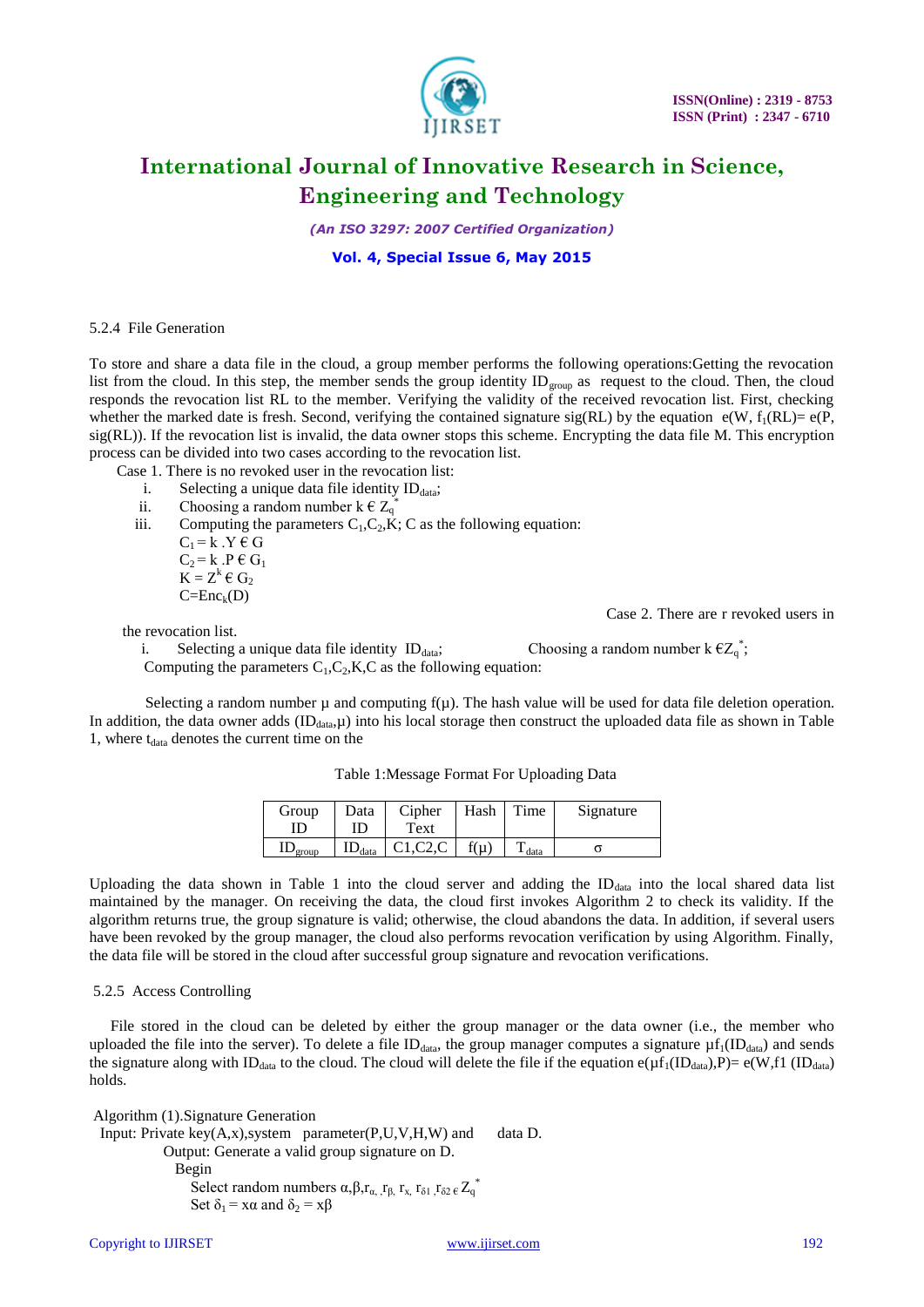5.2.4 File Generation

To store and share a data file in the cloud, a group member performs the following operations:Getting the revocation list from the cloud. In this step, the member sends the group identity $ID_{group}$ as request to the cloud. Then, the cloud responds the revocation list RL to the member. Verifying the validity of the received revocation list. First, checking whether the marked date is fresh. Second, verifying the contained signature sig(RL) by the equation $e(W, f_1(RL) = e(P, sig(RL))$. If the revocation list is invalid, the data owner stops this scheme. Encrypting the data file M. This encryption process can be divided into two cases according to the revocation list.

Case 1. There is no revoked user in the revocation list:

i. Selecting a unique data file identity $ID_{data}$;
ii. Choosing a random number $k \in Z_q^*$
iii. Computing the parameters $C_1$,$C_2$,K; C as the following equation:

$C_1 = k\,.Y \in G$
$C_2 = k\,.P \in G_1$
$K = Z^k \in G_2$
$C = Enc_k(D)$

Case 2. There are r revoked users in the revocation list.

i. Selecting a unique data file identity $ID_{data}$; Choosing a random number $k \in Z_q^*$;
Computing the parameters $C_1$,$C_2$,K,C as the following equation:

Selecting a random number μ and computing f(μ). The hash value will be used for data file deletion operation. In addition, the data owner adds ($ID_{data}$,μ) into his local storage then construct the uploaded data file as shown in Table 1, where $t_{data}$ denotes the current time on the

Table 1:Message Format For Uploading Data

| Group ID | Data ID | Cipher Text | Hash | Time | Signature |
|---|---|---|---|---|---|
| $ID_{group}$ | $ID_{data}$ | C1,C2,C | f(μ) | $T_{data}$ | σ |

Uploading the data shown in Table 1 into the cloud server and adding the $ID_{data}$ into the local shared data list maintained by the manager. On receiving the data, the cloud first invokes Algorithm 2 to check its validity. If the algorithm returns true, the group signature is valid; otherwise, the cloud abandons the data. In addition, if several users have been revoked by the group manager, the cloud also performs revocation verification by using Algorithm. Finally, the data file will be stored in the cloud after successful group signature and revocation verifications.

5.2.5 Access Controlling

File stored in the cloud can be deleted by either the group manager or the data owner (i.e., the member who uploaded the file into the server). To delete a file $ID_{data}$, the group manager computes a signature $\mu f_1(ID_{data})$ and sends the signature along with $ID_{data}$ to the cloud. The cloud will delete the file if the equation $e(\mu f_1(ID_{data}),P) = e(W,f1\ (ID_{data})$ holds.

Algorithm (1).Signature Generation

Input: Private key(A,x),system parameter(P,U,V,H,W) and data D.

Output: Generate a valid group signature on D.

Begin

Select random numbers $\alpha,\beta,r_{\alpha},\ r_{\beta},\ r_x,\ r_{\delta 1}\ ,r_{\delta 2} \in Z_q^*$

Set $\delta_1 = x\alpha$ and $\delta_2 = x\beta$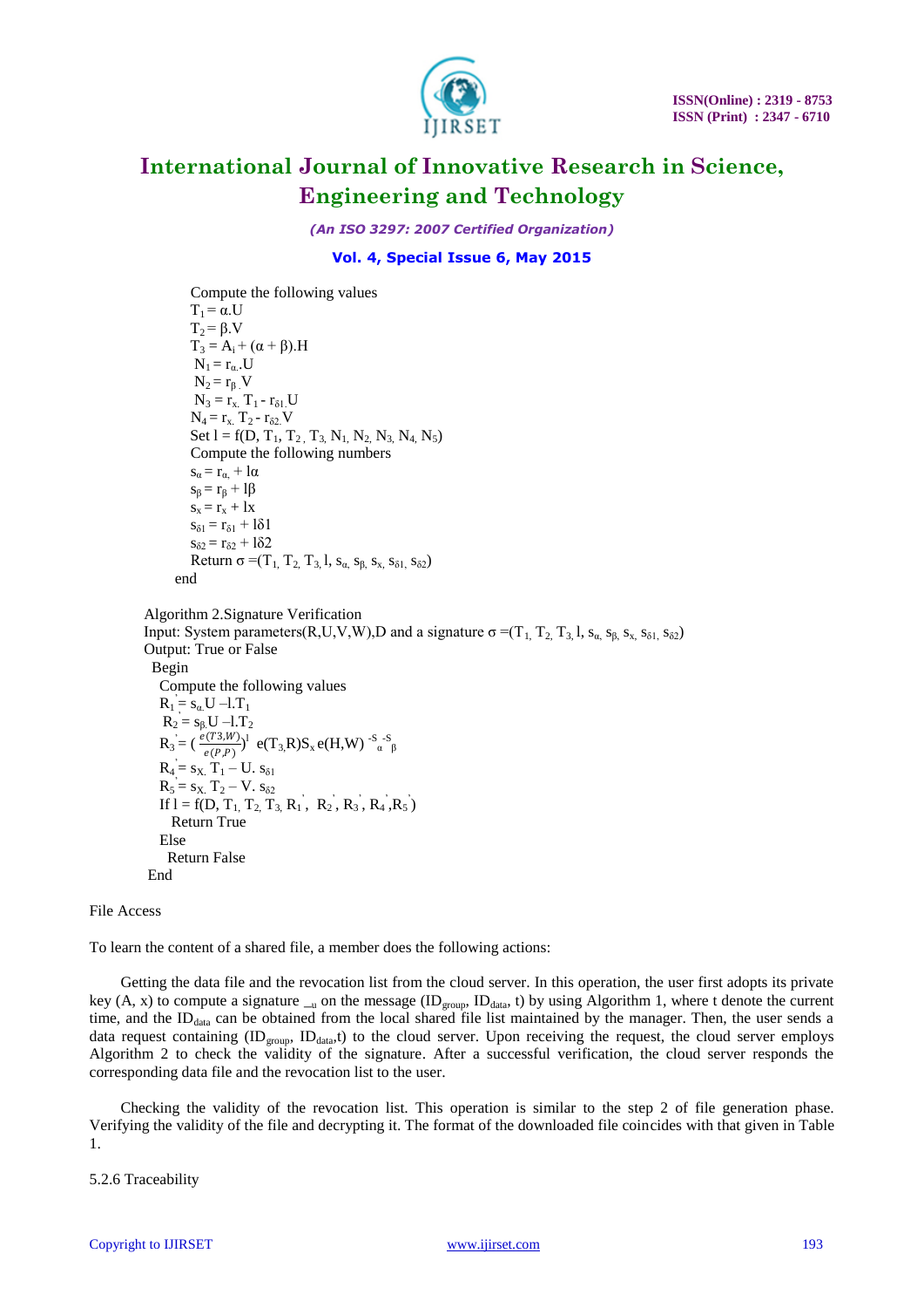Compute the following values

$T_1 = \alpha.U$

$T_2 = \beta.V$

$T_3 = A_i + (\alpha + \beta).H$

$N_1 = r_{\alpha}.U$

$N_2 = r_{\beta}.V$

$N_3 = r_x.\ T_1 - r_{\delta 1}.U$

$N_4 = r_x.\ T_2 - r_{\delta 2}.V$

Set $l = f(D, T_1, T_2, T_3, N_1, N_2, N_3, N_4, N_5)$

Compute the following numbers

$s_{\alpha} = r_{\alpha} + l\alpha$

$s_{\beta} = r_{\beta} + l\beta$

$s_x = r_x + lx$

$s_{\delta 1} = r_{\delta 1} + l\delta 1$

$s_{\delta 2} = r_{\delta 2} + l\delta 2$

Return $\sigma = (T_1, T_2, T_3, l, s_{\alpha}, s_{\beta}, s_x, s_{\delta 1}, s_{\delta 2})$

end

Algorithm 2.Signature Verification

Input: System parameters(R,U,V,W),D and a signature $\sigma = (T_1, T_2, T_3, l, s_{\alpha}, s_{\beta}, s_x, s_{\delta 1}, s_{\delta 2})$

Output: True or False

Begin

Compute the following values

$R_1' = s_{\alpha}.U - l.T_1$

$R_2 = s_{\beta}.U - l.T_2$

$R_3' = \left(\frac{e(T3,W)}{e(P,P)}\right)^l\ e(T_3,R)S_x\, e(H,W)^{-S_{\alpha}-S_{\beta}}$

$R_4' = s_X.\ T_1 - U.\ s_{\delta 1}$

$R_5' = s_X.\ T_2 - V.\ s_{\delta 2}$

If $l = f(D, T_1, T_2, T_3, R_1', R_2', R_3', R_4', R_5')$

Return True

Else

Return False

End

File Access

To learn the content of a shared file, a member does the following actions:

Getting the data file and the revocation list from the cloud server. In this operation, the user first adopts its private key (A, x) to compute a signature $_u$ on the message ($ID_{group}$, $ID_{data}$, t) by using Algorithm 1, where t denote the current time, and the $ID_{data}$ can be obtained from the local shared file list maintained by the manager. Then, the user sends a data request containing ($ID_{group}$, $ID_{data}$,t) to the cloud server. Upon receiving the request, the cloud server employs Algorithm 2 to check the validity of the signature. After a successful verification, the cloud server responds the corresponding data file and the revocation list to the user.

Checking the validity of the revocation list. This operation is similar to the step 2 of file generation phase. Verifying the validity of the file and decrypting it. The format of the downloaded file coincides with that given in Table 1.

5.2.6 Traceability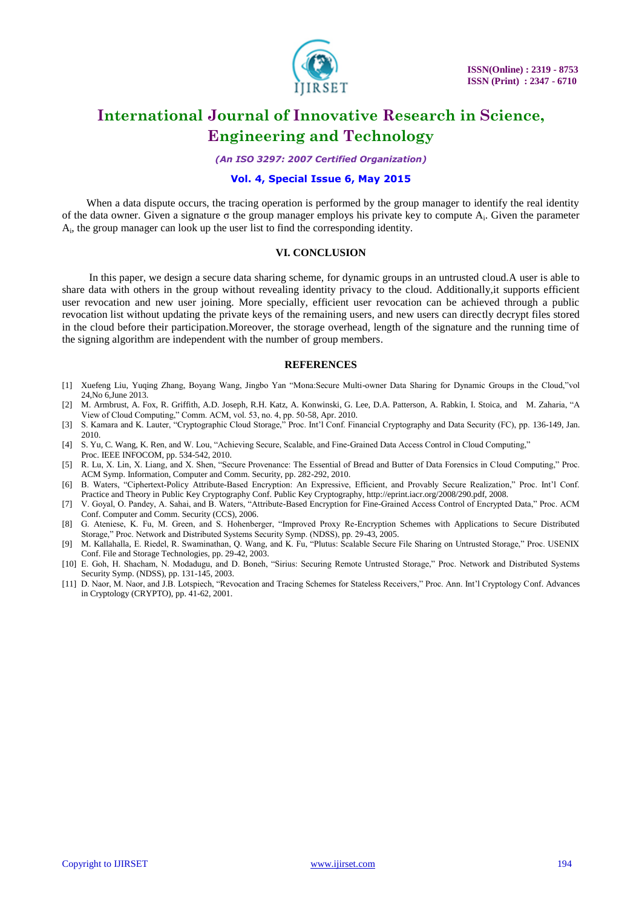When a data dispute occurs, the tracing operation is performed by the group manager to identify the real identity of the data owner. Given a signature σ the group manager employs his private key to compute $A_i$. Given the parameter $A_i$, the group manager can look up the user list to find the corresponding identity.

## VI. CONCLUSION

In this paper, we design a secure data sharing scheme, for dynamic groups in an untrusted cloud.A user is able to share data with others in the group without revealing identity privacy to the cloud. Additionally,it supports efficient user revocation and new user joining. More specially, efficient user revocation can be achieved through a public revocation list without updating the private keys of the remaining users, and new users can directly decrypt files stored in the cloud before their participation.Moreover, the storage overhead, length of the signature and the running time of the signing algorithm are independent with the number of group members.

## REFERENCES

[1] Xuefeng Liu, Yuqing Zhang, Boyang Wang, Jingbo Yan “Mona:Secure Multi-owner Data Sharing for Dynamic Groups in the Cloud,”vol 24,No 6,June 2013.

[2] M. Armbrust, A. Fox, R. Griffith, A.D. Joseph, R.H. Katz, A. Konwinski, G. Lee, D.A. Patterson, A. Rabkin, I. Stoica, and M. Zaharia, “A View of Cloud Computing,” Comm. ACM, vol. 53, no. 4, pp. 50-58, Apr. 2010.

[3] S. Kamara and K. Lauter, “Cryptographic Cloud Storage,” Proc. Int’l Conf. Financial Cryptography and Data Security (FC), pp. 136-149, Jan. 2010.

[4] S. Yu, C. Wang, K. Ren, and W. Lou, “Achieving Secure, Scalable, and Fine-Grained Data Access Control in Cloud Computing,” Proc. IEEE INFOCOM, pp. 534-542, 2010.

[5] R. Lu, X. Lin, X. Liang, and X. Shen, “Secure Provenance: The Essential of Bread and Butter of Data Forensics in Cloud Computing,” Proc. ACM Symp. Information, Computer and Comm. Security, pp. 282-292, 2010.

[6] B. Waters, “Ciphertext-Policy Attribute-Based Encryption: An Expressive, Efficient, and Provably Secure Realization,” Proc. Int’l Conf. Practice and Theory in Public Key Cryptography Conf. Public Key Cryptography, http://eprint.iacr.org/2008/290.pdf, 2008.

[7] V. Goyal, O. Pandey, A. Sahai, and B. Waters, “Attribute-Based Encryption for Fine-Grained Access Control of Encrypted Data,” Proc. ACM Conf. Computer and Comm. Security (CCS), 2006.

[8] G. Ateniese, K. Fu, M. Green, and S. Hohenberger, “Improved Proxy Re-Encryption Schemes with Applications to Secure Distributed Storage,” Proc. Network and Distributed Systems Security Symp. (NDSS), pp. 29-43, 2005.

[9] M. Kallahalla, E. Riedel, R. Swaminathan, Q. Wang, and K. Fu, “Plutus: Scalable Secure File Sharing on Untrusted Storage,” Proc. USENIX Conf. File and Storage Technologies, pp. 29-42, 2003.

[10] E. Goh, H. Shacham, N. Modadugu, and D. Boneh, “Sirius: Securing Remote Untrusted Storage,” Proc. Network and Distributed Systems Security Symp. (NDSS), pp. 131-145, 2003.

[11] D. Naor, M. Naor, and J.B. Lotspiech, “Revocation and Tracing Schemes for Stateless Receivers,” Proc. Ann. Int’l Cryptology Conf. Advances in Cryptology (CRYPTO), pp. 41-62, 2001.